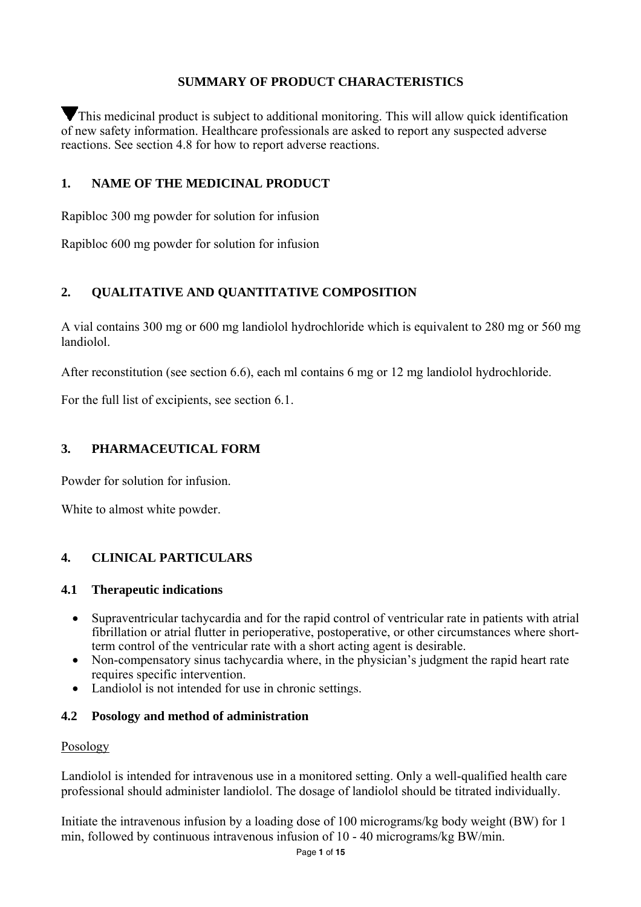# SUMMARY OF PRODUCT CHARACTERISTICS

▼This medicinal product is subject to additional monitoring. This will allow quick identification of new safety information. Healthcare professionals are asked to report any suspected adverse reactions. See section 4.8 for how to report adverse reactions.

## 1. NAME OF THE MEDICINAL PRODUCT

Rapibloc 300 mg powder for solution for infusion

Rapibloc 600 mg powder for solution for infusion

## 2. QUALITATIVE AND QUANTITATIVE COMPOSITION

A vial contains 300 mg or 600 mg landiolol hydrochloride which is equivalent to 280 mg or 560 mg landiolol.

After reconstitution (see section 6.6), each ml contains 6 mg or 12 mg landiolol hydrochloride.

For the full list of excipients, see section 6.1.

## 3. PHARMACEUTICAL FORM

Powder for solution for infusion.

White to almost white powder.

## 4. CLINICAL PARTICULARS

### 4.1 Therapeutic indications

- Supraventricular tachycardia and for the rapid control of ventricular rate in patients with atrial fibrillation or atrial flutter in perioperative, postoperative, or other circumstances where short-term control of the ventricular rate with a short acting agent is desirable.
- Non-compensatory sinus tachycardia where, in the physician's judgment the rapid heart rate requires specific intervention.
- Landiolol is not intended for use in chronic settings.

### 4.2 Posology and method of administration

Posology

Landiolol is intended for intravenous use in a monitored setting. Only a well-qualified health care professional should administer landiolol. The dosage of landiolol should be titrated individually.

Initiate the intravenous infusion by a loading dose of 100 micrograms/kg body weight (BW) for 1 min, followed by continuous intravenous infusion of 10 - 40 micrograms/kg BW/min.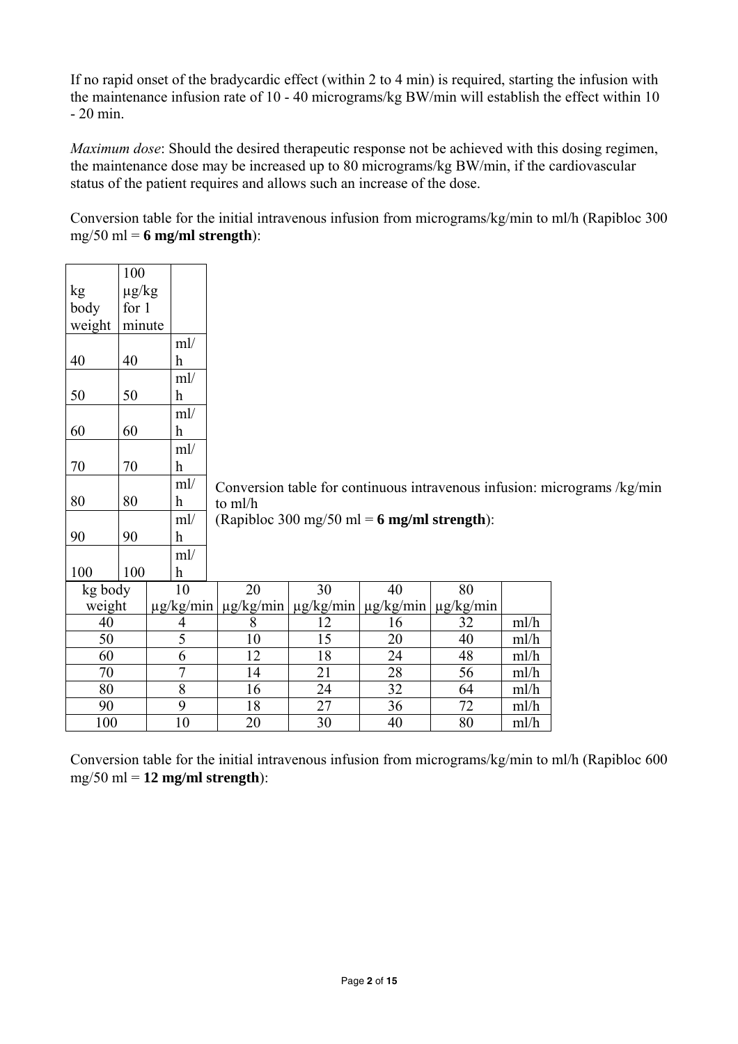If no rapid onset of the bradycardic effect (within 2 to 4 min) is required, starting the infusion with the maintenance infusion rate of 10 - 40 micrograms/kg BW/min will establish the effect within 10 - 20 min.

*Maximum dose*: Should the desired therapeutic response not be achieved with this dosing regimen, the maintenance dose may be increased up to 80 micrograms/kg BW/min, if the cardiovascular status of the patient requires and allows such an increase of the dose.

Conversion table for the initial intravenous infusion from micrograms/kg/min to ml/h (Rapibloc 300 mg/50 ml = **6 mg/ml strength**):

| kg body weight | 100 µg/kg for 1 minute | |
|---|---|---|
| 40 | 40 | ml/h |
| 50 | 50 | ml/h |
| 60 | 60 | ml/h |
| 70 | 70 | ml/h |
| 80 | 80 | ml/h |
| 90 | 90 | ml/h |
| 100 | 100 | ml/h |

Conversion table for continuous intravenous infusion: micrograms /kg/min to ml/h
(Rapibloc 300 mg/50 ml = **6 mg/ml strength**):

| kg body weight | 10 µg/kg/min | 20 µg/kg/min | 30 µg/kg/min | 40 µg/kg/min | 80 µg/kg/min | |
|---|---|---|---|---|---|---|
| 40 | 4 | 8 | 12 | 16 | 32 | ml/h |
| 50 | 5 | 10 | 15 | 20 | 40 | ml/h |
| 60 | 6 | 12 | 18 | 24 | 48 | ml/h |
| 70 | 7 | 14 | 21 | 28 | 56 | ml/h |
| 80 | 8 | 16 | 24 | 32 | 64 | ml/h |
| 90 | 9 | 18 | 27 | 36 | 72 | ml/h |
| 100 | 10 | 20 | 30 | 40 | 80 | ml/h |

Conversion table for the initial intravenous infusion from micrograms/kg/min to ml/h (Rapibloc 600 mg/50 ml = **12 mg/ml strength**):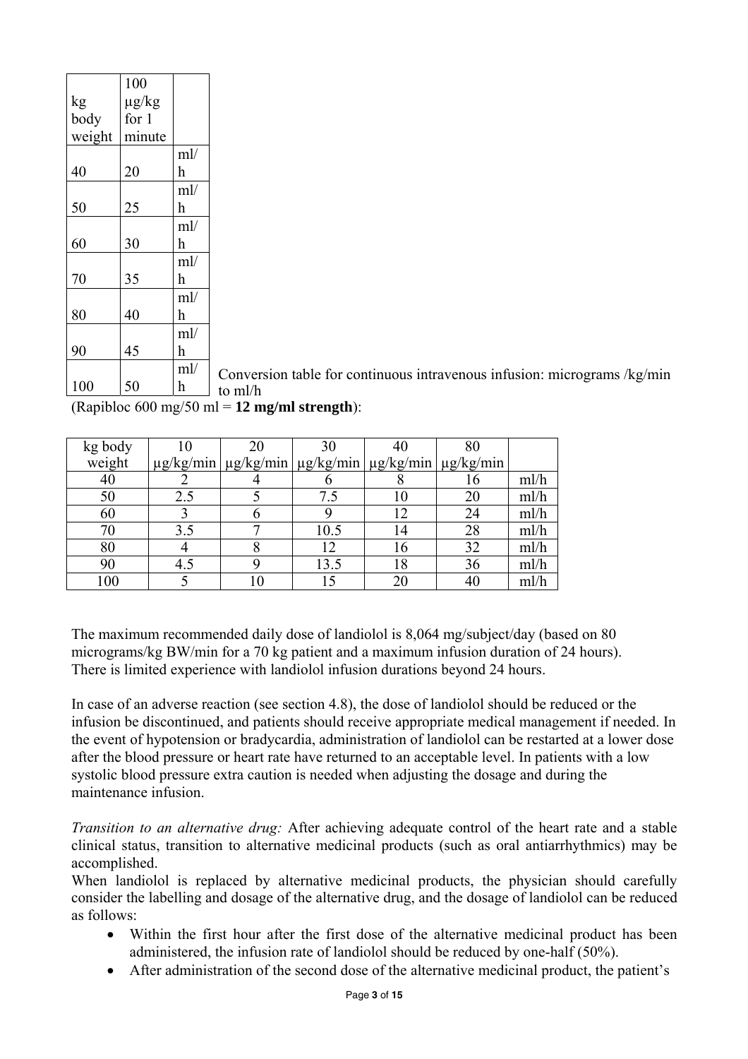| kg body weight | 100 µg/kg for 1 minute | |
|---|---|---|
| 40 | 20 | ml/h |
| 50 | 25 | ml/h |
| 60 | 30 | ml/h |
| 70 | 35 | ml/h |
| 80 | 40 | ml/h |
| 90 | 45 | ml/h |
| 100 | 50 | ml/h |

Conversion table for continuous intravenous infusion: micrograms /kg/min to ml/h (Rapibloc 600 mg/50 ml = **12 mg/ml strength**):

| kg body weight | 10 µg/kg/min | 20 µg/kg/min | 30 µg/kg/min | 40 µg/kg/min | 80 µg/kg/min | |
|---|---|---|---|---|---|---|
| 40 | 2 | 4 | 6 | 8 | 16 | ml/h |
| 50 | 2.5 | 5 | 7.5 | 10 | 20 | ml/h |
| 60 | 3 | 6 | 9 | 12 | 24 | ml/h |
| 70 | 3.5 | 7 | 10.5 | 14 | 28 | ml/h |
| 80 | 4 | 8 | 12 | 16 | 32 | ml/h |
| 90 | 4.5 | 9 | 13.5 | 18 | 36 | ml/h |
| 100 | 5 | 10 | 15 | 20 | 40 | ml/h |

The maximum recommended daily dose of landiolol is 8,064 mg/subject/day (based on 80 micrograms/kg BW/min for a 70 kg patient and a maximum infusion duration of 24 hours). There is limited experience with landiolol infusion durations beyond 24 hours.

In case of an adverse reaction (see section 4.8), the dose of landiolol should be reduced or the infusion be discontinued, and patients should receive appropriate medical management if needed. In the event of hypotension or bradycardia, administration of landiolol can be restarted at a lower dose after the blood pressure or heart rate have returned to an acceptable level. In patients with a low systolic blood pressure extra caution is needed when adjusting the dosage and during the maintenance infusion.

*Transition to an alternative drug:* After achieving adequate control of the heart rate and a stable clinical status, transition to alternative medicinal products (such as oral antiarrhythmics) may be accomplished.
When landiolol is replaced by alternative medicinal products, the physician should carefully consider the labelling and dosage of the alternative drug, and the dosage of landiolol can be reduced as follows:

- Within the first hour after the first dose of the alternative medicinal product has been administered, the infusion rate of landiolol should be reduced by one-half (50%).
- After administration of the second dose of the alternative medicinal product, the patient's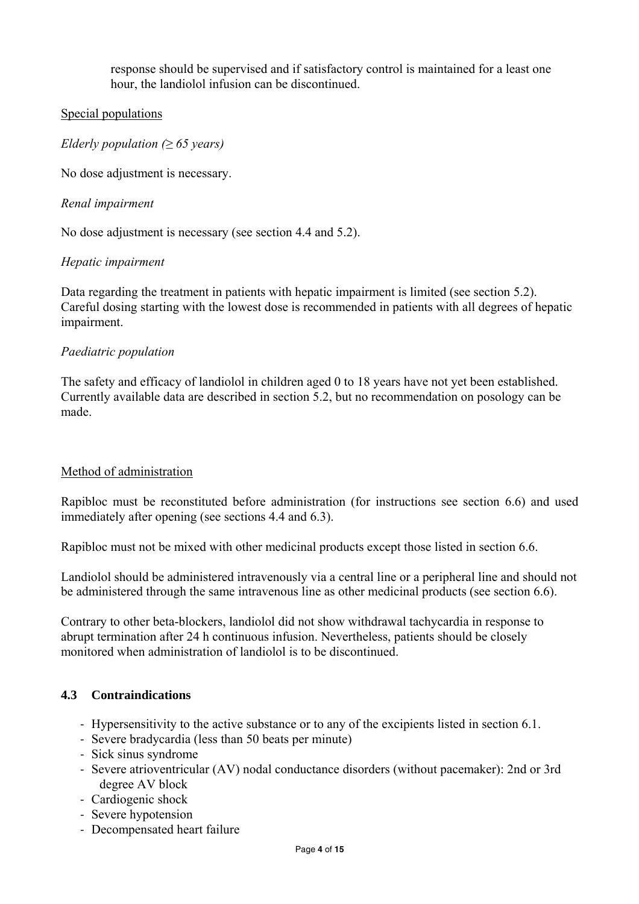response should be supervised and if satisfactory control is maintained for a least one hour, the landiolol infusion can be discontinued.

Special populations

*Elderly population (≥ 65 years)*

No dose adjustment is necessary.

*Renal impairment*

No dose adjustment is necessary (see section 4.4 and 5.2).

*Hepatic impairment*

Data regarding the treatment in patients with hepatic impairment is limited (see section 5.2). Careful dosing starting with the lowest dose is recommended in patients with all degrees of hepatic impairment.

*Paediatric population*

The safety and efficacy of landiolol in children aged 0 to 18 years have not yet been established. Currently available data are described in section 5.2, but no recommendation on posology can be made.

Method of administration

Rapibloc must be reconstituted before administration (for instructions see section 6.6) and used immediately after opening (see sections 4.4 and 6.3).

Rapibloc must not be mixed with other medicinal products except those listed in section 6.6.

Landiolol should be administered intravenously via a central line or a peripheral line and should not be administered through the same intravenous line as other medicinal products (see section 6.6).

Contrary to other beta-blockers, landiolol did not show withdrawal tachycardia in response to abrupt termination after 24 h continuous infusion. Nevertheless, patients should be closely monitored when administration of landiolol is to be discontinued.

## 4.3 Contraindications

- Hypersensitivity to the active substance or to any of the excipients listed in section 6.1.
- Severe bradycardia (less than 50 beats per minute)
- Sick sinus syndrome
- Severe atrioventricular (AV) nodal conductance disorders (without pacemaker): 2nd or 3rd degree AV block
- Cardiogenic shock
- Severe hypotension
- Decompensated heart failure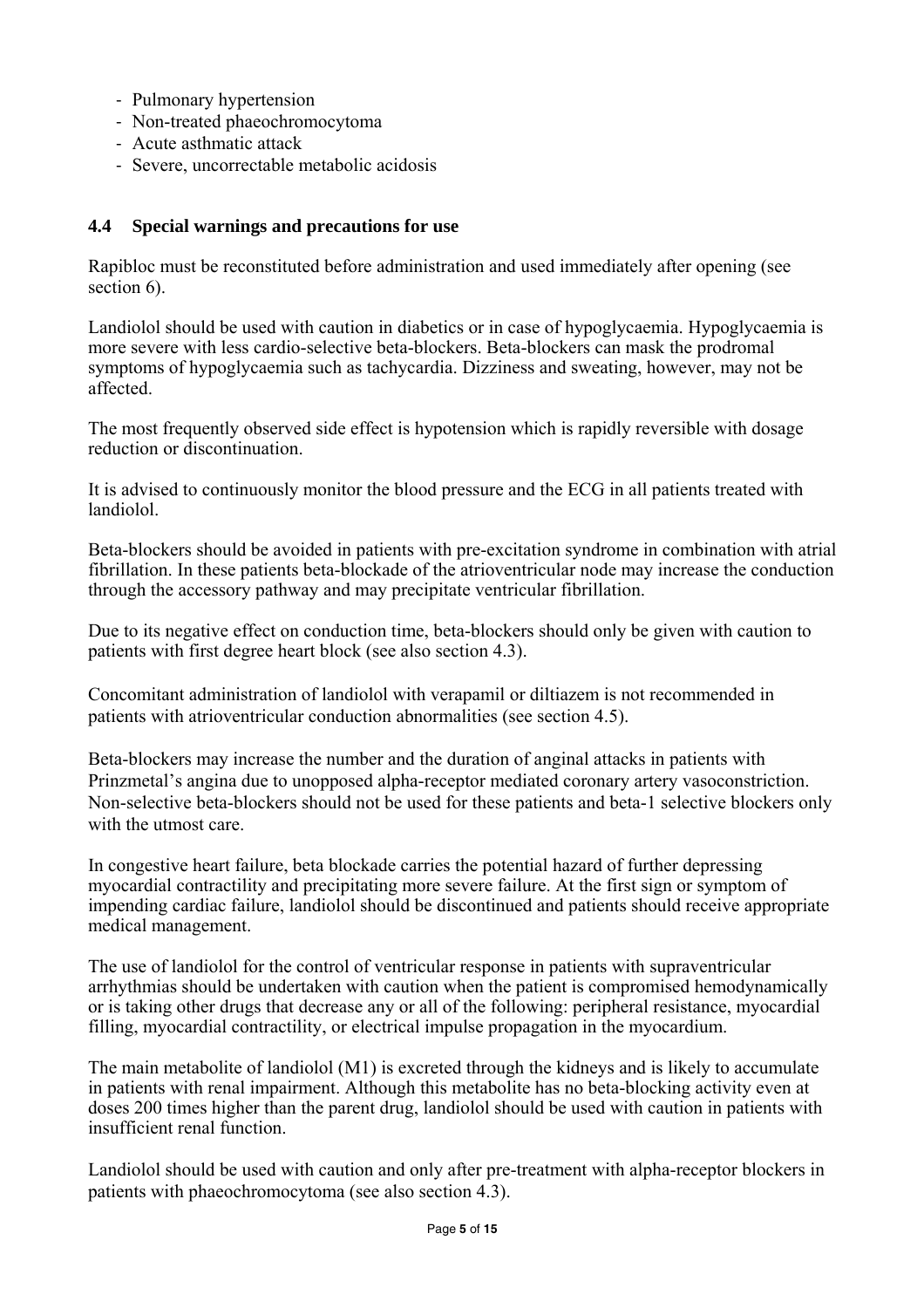- Pulmonary hypertension
- Non-treated phaeochromocytoma
- Acute asthmatic attack
- Severe, uncorrectable metabolic acidosis

### 4.4 Special warnings and precautions for use

Rapibloc must be reconstituted before administration and used immediately after opening (see section 6).

Landiolol should be used with caution in diabetics or in case of hypoglycaemia. Hypoglycaemia is more severe with less cardio-selective beta-blockers. Beta-blockers can mask the prodromal symptoms of hypoglycaemia such as tachycardia. Dizziness and sweating, however, may not be affected.

The most frequently observed side effect is hypotension which is rapidly reversible with dosage reduction or discontinuation.

It is advised to continuously monitor the blood pressure and the ECG in all patients treated with landiolol.

Beta-blockers should be avoided in patients with pre-excitation syndrome in combination with atrial fibrillation. In these patients beta-blockade of the atrioventricular node may increase the conduction through the accessory pathway and may precipitate ventricular fibrillation.

Due to its negative effect on conduction time, beta-blockers should only be given with caution to patients with first degree heart block (see also section 4.3).

Concomitant administration of landiolol with verapamil or diltiazem is not recommended in patients with atrioventricular conduction abnormalities (see section 4.5).

Beta-blockers may increase the number and the duration of anginal attacks in patients with Prinzmetal's angina due to unopposed alpha-receptor mediated coronary artery vasoconstriction. Non-selective beta-blockers should not be used for these patients and beta-1 selective blockers only with the utmost care.

In congestive heart failure, beta blockade carries the potential hazard of further depressing myocardial contractility and precipitating more severe failure. At the first sign or symptom of impending cardiac failure, landiolol should be discontinued and patients should receive appropriate medical management.

The use of landiolol for the control of ventricular response in patients with supraventricular arrhythmias should be undertaken with caution when the patient is compromised hemodynamically or is taking other drugs that decrease any or all of the following: peripheral resistance, myocardial filling, myocardial contractility, or electrical impulse propagation in the myocardium.

The main metabolite of landiolol (M1) is excreted through the kidneys and is likely to accumulate in patients with renal impairment. Although this metabolite has no beta-blocking activity even at doses 200 times higher than the parent drug, landiolol should be used with caution in patients with insufficient renal function.

Landiolol should be used with caution and only after pre-treatment with alpha-receptor blockers in patients with phaeochromocytoma (see also section 4.3).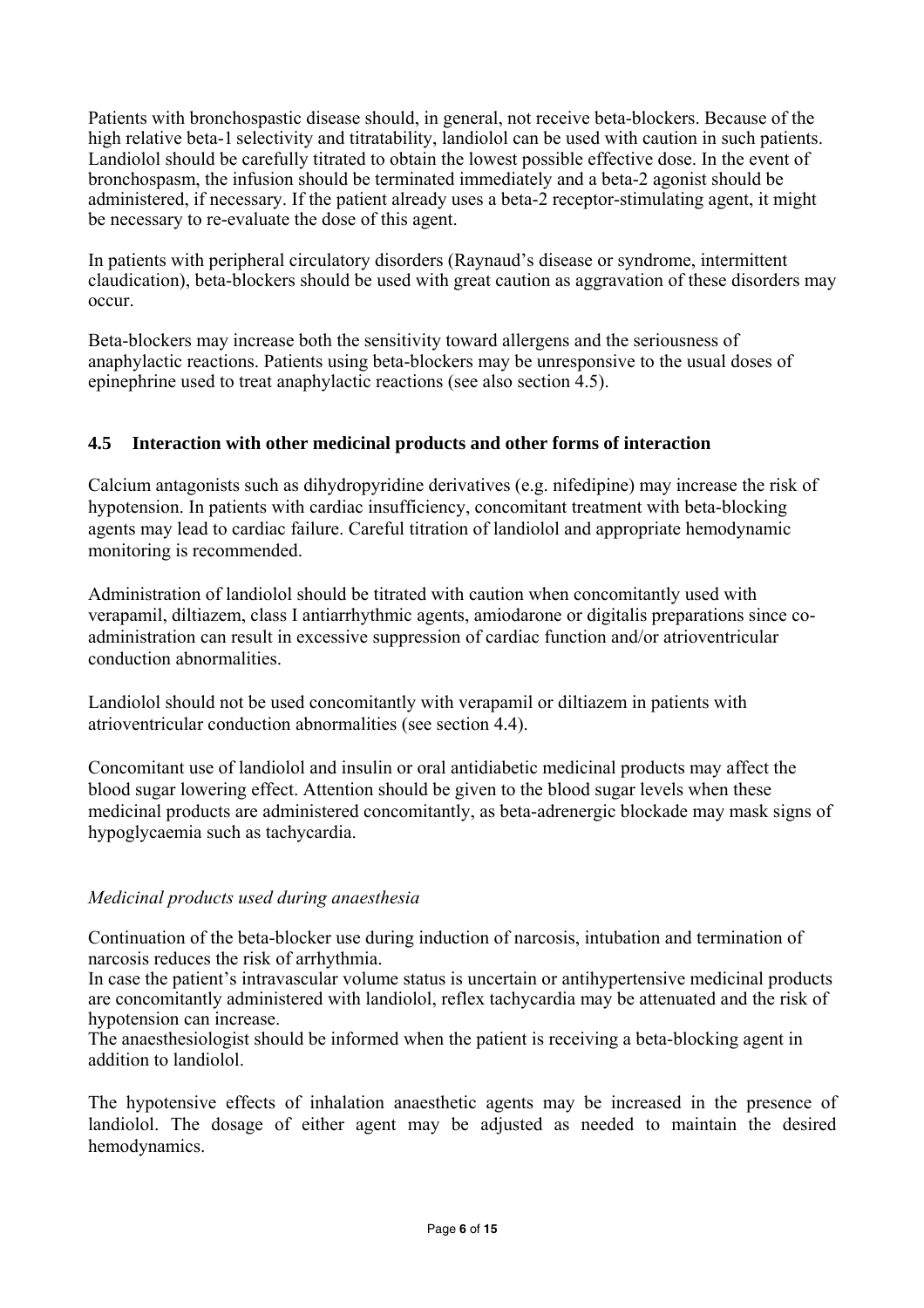Patients with bronchospastic disease should, in general, not receive beta-blockers. Because of the high relative beta-1 selectivity and titratability, landiolol can be used with caution in such patients. Landiolol should be carefully titrated to obtain the lowest possible effective dose. In the event of bronchospasm, the infusion should be terminated immediately and a beta-2 agonist should be administered, if necessary. If the patient already uses a beta-2 receptor-stimulating agent, it might be necessary to re-evaluate the dose of this agent.

In patients with peripheral circulatory disorders (Raynaud's disease or syndrome, intermittent claudication), beta-blockers should be used with great caution as aggravation of these disorders may occur.

Beta-blockers may increase both the sensitivity toward allergens and the seriousness of anaphylactic reactions. Patients using beta-blockers may be unresponsive to the usual doses of epinephrine used to treat anaphylactic reactions (see also section 4.5).

## 4.5 Interaction with other medicinal products and other forms of interaction

Calcium antagonists such as dihydropyridine derivatives (e.g. nifedipine) may increase the risk of hypotension. In patients with cardiac insufficiency, concomitant treatment with beta-blocking agents may lead to cardiac failure. Careful titration of landiolol and appropriate hemodynamic monitoring is recommended.

Administration of landiolol should be titrated with caution when concomitantly used with verapamil, diltiazem, class I antiarrhythmic agents, amiodarone or digitalis preparations since co-administration can result in excessive suppression of cardiac function and/or atrioventricular conduction abnormalities.

Landiolol should not be used concomitantly with verapamil or diltiazem in patients with atrioventricular conduction abnormalities (see section 4.4).

Concomitant use of landiolol and insulin or oral antidiabetic medicinal products may affect the blood sugar lowering effect. Attention should be given to the blood sugar levels when these medicinal products are administered concomitantly, as beta-adrenergic blockade may mask signs of hypoglycaemia such as tachycardia.

*Medicinal products used during anaesthesia*

Continuation of the beta-blocker use during induction of narcosis, intubation and termination of narcosis reduces the risk of arrhythmia.
In case the patient's intravascular volume status is uncertain or antihypertensive medicinal products are concomitantly administered with landiolol, reflex tachycardia may be attenuated and the risk of hypotension can increase.
The anaesthesiologist should be informed when the patient is receiving a beta-blocking agent in addition to landiolol.

The hypotensive effects of inhalation anaesthetic agents may be increased in the presence of landiolol. The dosage of either agent may be adjusted as needed to maintain the desired hemodynamics.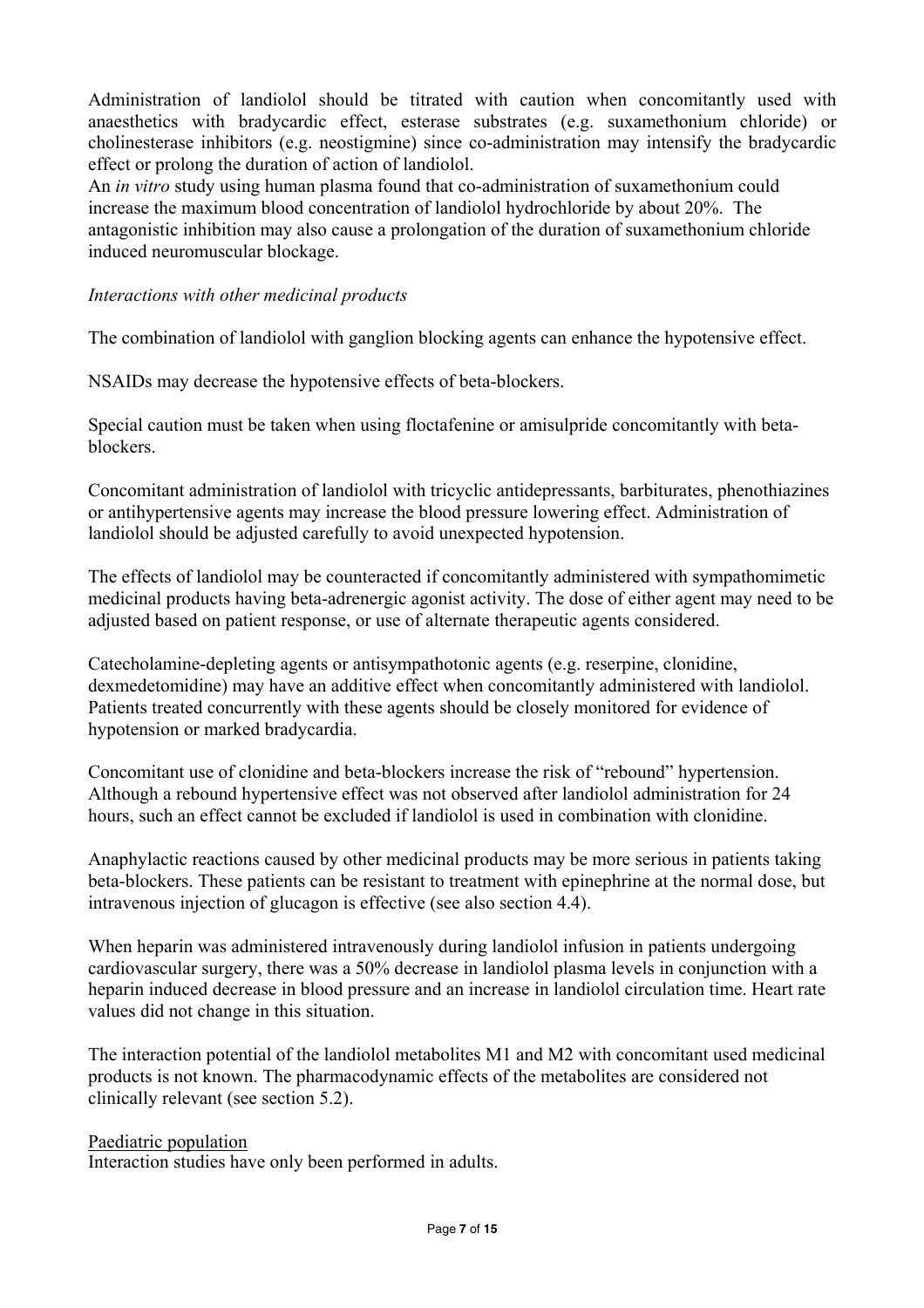Administration of landiolol should be titrated with caution when concomitantly used with anaesthetics with bradycardic effect, esterase substrates (e.g. suxamethonium chloride) or cholinesterase inhibitors (e.g. neostigmine) since co-administration may intensify the bradycardic effect or prolong the duration of action of landiolol.
An *in vitro* study using human plasma found that co-administration of suxamethonium could increase the maximum blood concentration of landiolol hydrochloride by about 20%. The antagonistic inhibition may also cause a prolongation of the duration of suxamethonium chloride induced neuromuscular blockage.

*Interactions with other medicinal products*

The combination of landiolol with ganglion blocking agents can enhance the hypotensive effect.

NSAIDs may decrease the hypotensive effects of beta-blockers.

Special caution must be taken when using floctafenine or amisulpride concomitantly with beta-blockers.

Concomitant administration of landiolol with tricyclic antidepressants, barbiturates, phenothiazines or antihypertensive agents may increase the blood pressure lowering effect. Administration of landiolol should be adjusted carefully to avoid unexpected hypotension.

The effects of landiolol may be counteracted if concomitantly administered with sympathomimetic medicinal products having beta-adrenergic agonist activity. The dose of either agent may need to be adjusted based on patient response, or use of alternate therapeutic agents considered.

Catecholamine-depleting agents or antisympathotonic agents (e.g. reserpine, clonidine, dexmedetomidine) may have an additive effect when concomitantly administered with landiolol. Patients treated concurrently with these agents should be closely monitored for evidence of hypotension or marked bradycardia.

Concomitant use of clonidine and beta-blockers increase the risk of "rebound" hypertension. Although a rebound hypertensive effect was not observed after landiolol administration for 24 hours, such an effect cannot be excluded if landiolol is used in combination with clonidine.

Anaphylactic reactions caused by other medicinal products may be more serious in patients taking beta-blockers. These patients can be resistant to treatment with epinephrine at the normal dose, but intravenous injection of glucagon is effective (see also section 4.4).

When heparin was administered intravenously during landiolol infusion in patients undergoing cardiovascular surgery, there was a 50% decrease in landiolol plasma levels in conjunction with a heparin induced decrease in blood pressure and an increase in landiolol circulation time. Heart rate values did not change in this situation.

The interaction potential of the landiolol metabolites M1 and M2 with concomitant used medicinal products is not known. The pharmacodynamic effects of the metabolites are considered not clinically relevant (see section 5.2).

<u>Paediatric population</u>
Interaction studies have only been performed in adults.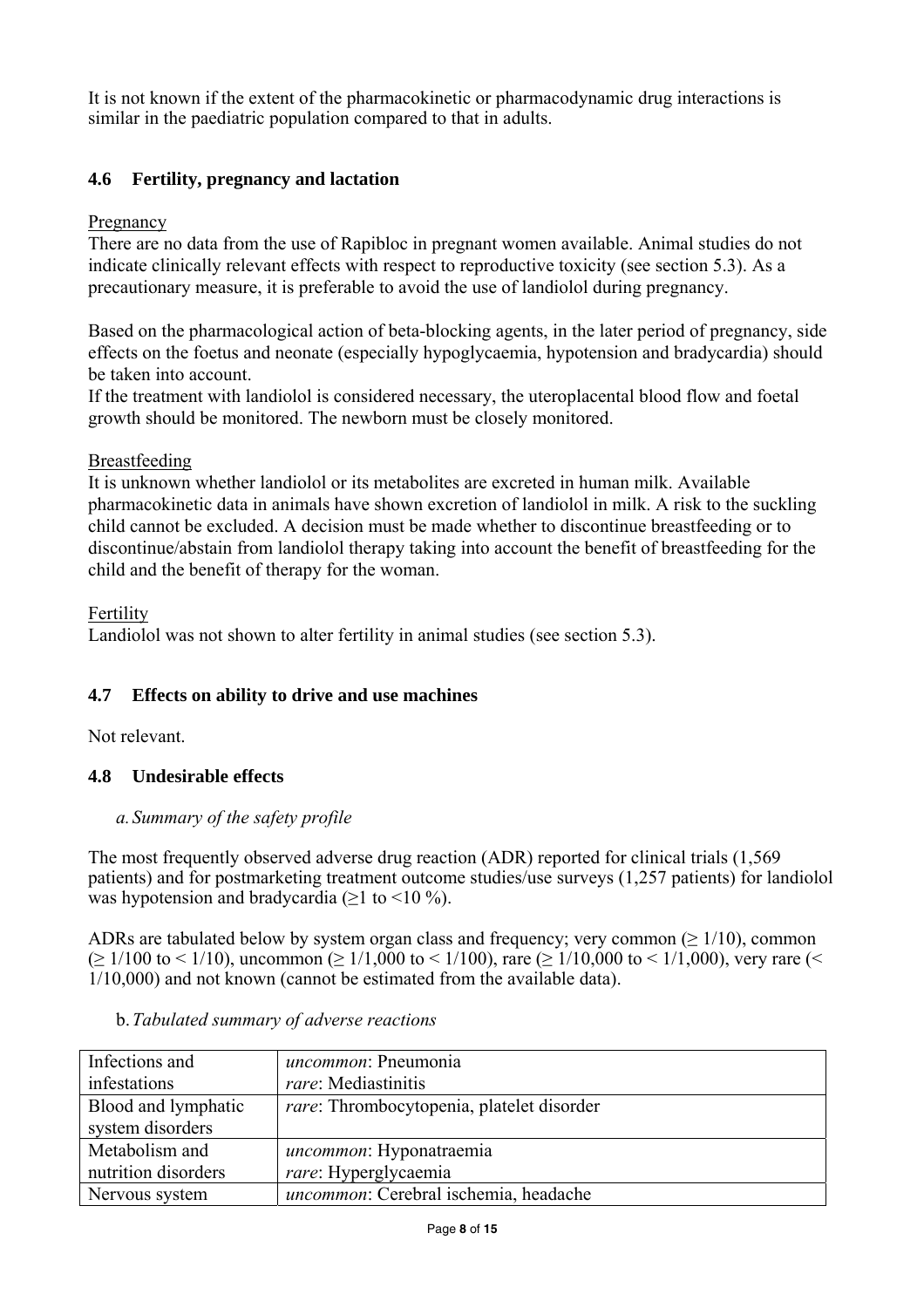It is not known if the extent of the pharmacokinetic or pharmacodynamic drug interactions is similar in the paediatric population compared to that in adults.

## 4.6 Fertility, pregnancy and lactation

Pregnancy

There are no data from the use of Rapibloc in pregnant women available. Animal studies do not indicate clinically relevant effects with respect to reproductive toxicity (see section 5.3). As a precautionary measure, it is preferable to avoid the use of landiolol during pregnancy.

Based on the pharmacological action of beta-blocking agents, in the later period of pregnancy, side effects on the foetus and neonate (especially hypoglycaemia, hypotension and bradycardia) should be taken into account.

If the treatment with landiolol is considered necessary, the uteroplacental blood flow and foetal growth should be monitored. The newborn must be closely monitored.

Breastfeeding

It is unknown whether landiolol or its metabolites are excreted in human milk. Available pharmacokinetic data in animals have shown excretion of landiolol in milk. A risk to the suckling child cannot be excluded. A decision must be made whether to discontinue breastfeeding or to discontinue/abstain from landiolol therapy taking into account the benefit of breastfeeding for the child and the benefit of therapy for the woman.

Fertility

Landiolol was not shown to alter fertility in animal studies (see section 5.3).

## 4.7 Effects on ability to drive and use machines

Not relevant.

## 4.8 Undesirable effects

*a. Summary of the safety profile*

The most frequently observed adverse drug reaction (ADR) reported for clinical trials (1,569 patients) and for postmarketing treatment outcome studies/use surveys (1,257 patients) for landiolol was hypotension and bradycardia (≥1 to <10 %).

ADRs are tabulated below by system organ class and frequency; very common (≥ 1/10), common (≥ 1/100 to < 1/10), uncommon (≥ 1/1,000 to < 1/100), rare (≥ 1/10,000 to < 1/1,000), very rare (< 1/10,000) and not known (cannot be estimated from the available data).

*b. Tabulated summary of adverse reactions*

| | |
|---|---|
| Infections and infestations | *uncommon*: Pneumonia<br>*rare*: Mediastinitis |
| Blood and lymphatic system disorders | *rare*: Thrombocytopenia, platelet disorder |
| Metabolism and nutrition disorders | *uncommon*: Hyponatraemia<br>*rare*: Hyperglycaemia |
| Nervous system | *uncommon*: Cerebral ischemia, headache |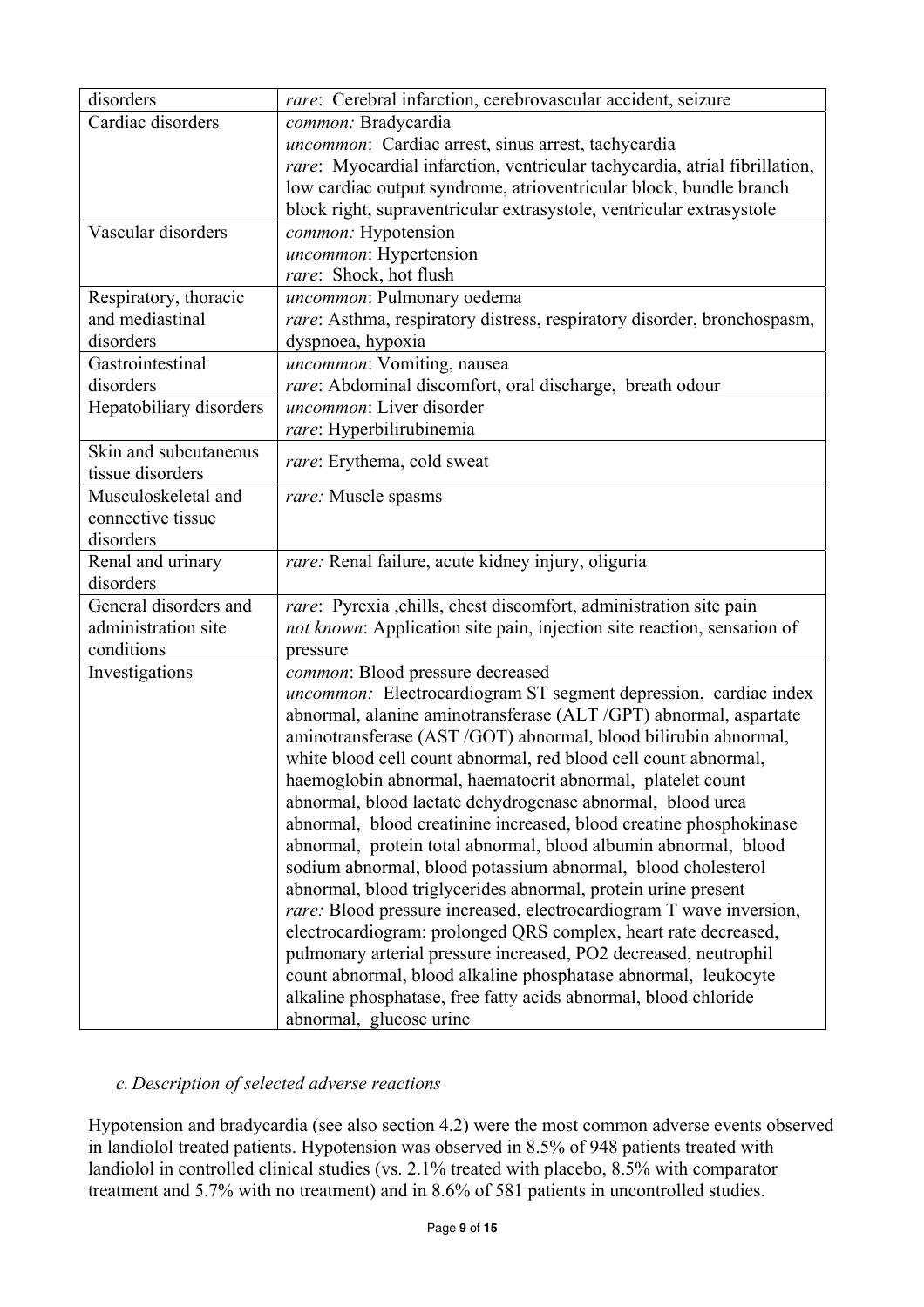| | |
|---|---|
| disorders | *rare*: Cerebral infarction, cerebrovascular accident, seizure |
| Cardiac disorders | *common:* Bradycardia<br>*uncommon*: Cardiac arrest, sinus arrest, tachycardia<br>*rare*: Myocardial infarction, ventricular tachycardia, atrial fibrillation, low cardiac output syndrome, atrioventricular block, bundle branch block right, supraventricular extrasystole, ventricular extrasystole |
| Vascular disorders | *common:* Hypotension<br>*uncommon*: Hypertension<br>*rare*: Shock, hot flush |
| Respiratory, thoracic and mediastinal disorders | *uncommon*: Pulmonary oedema<br>*rare*: Asthma, respiratory distress, respiratory disorder, bronchospasm, dyspnoea, hypoxia |
| Gastrointestinal disorders | *uncommon*: Vomiting, nausea<br>*rare*: Abdominal discomfort, oral discharge, breath odour |
| Hepatobiliary disorders | *uncommon*: Liver disorder<br>*rare*: Hyperbilirubinemia |
| Skin and subcutaneous tissue disorders | *rare*: Erythema, cold sweat |
| Musculoskeletal and connective tissue disorders | *rare:* Muscle spasms |
| Renal and urinary disorders | *rare:* Renal failure, acute kidney injury, oliguria |
| General disorders and administration site conditions | *rare*: Pyrexia ,chills, chest discomfort, administration site pain<br>*not known*: Application site pain, injection site reaction, sensation of pressure |
| Investigations | *common*: Blood pressure decreased<br>*uncommon:* Electrocardiogram ST segment depression, cardiac index abnormal, alanine aminotransferase (ALT /GPT) abnormal, aspartate aminotransferase (AST /GOT) abnormal, blood bilirubin abnormal, white blood cell count abnormal, red blood cell count abnormal, haemoglobin abnormal, haematocrit abnormal, platelet count abnormal, blood lactate dehydrogenase abnormal, blood urea abnormal, blood creatinine increased, blood creatine phosphokinase abnormal, protein total abnormal, blood albumin abnormal, blood sodium abnormal, blood potassium abnormal, blood cholesterol abnormal, blood triglycerides abnormal, protein urine present<br>*rare:* Blood pressure increased, electrocardiogram T wave inversion, electrocardiogram: prolonged QRS complex, heart rate decreased, pulmonary arterial pressure increased, PO2 decreased, neutrophil count abnormal, blood alkaline phosphatase abnormal, leukocyte alkaline phosphatase, free fatty acids abnormal, blood chloride abnormal, glucose urine |

### *c. Description of selected adverse reactions*

Hypotension and bradycardia (see also section 4.2) were the most common adverse events observed in landiolol treated patients. Hypotension was observed in 8.5% of 948 patients treated with landiolol in controlled clinical studies (vs. 2.1% treated with placebo, 8.5% with comparator treatment and 5.7% with no treatment) and in 8.6% of 581 patients in uncontrolled studies.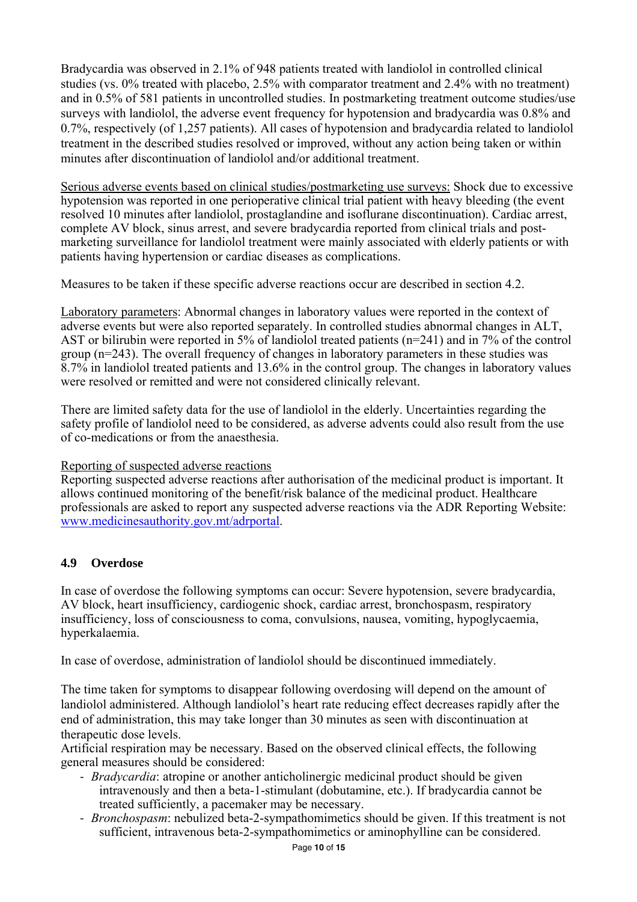Bradycardia was observed in 2.1% of 948 patients treated with landiolol in controlled clinical studies (vs. 0% treated with placebo, 2.5% with comparator treatment and 2.4% with no treatment) and in 0.5% of 581 patients in uncontrolled studies. In postmarketing treatment outcome studies/use surveys with landiolol, the adverse event frequency for hypotension and bradycardia was 0.8% and 0.7%, respectively (of 1,257 patients). All cases of hypotension and bradycardia related to landiolol treatment in the described studies resolved or improved, without any action being taken or within minutes after discontinuation of landiolol and/or additional treatment.

Serious adverse events based on clinical studies/postmarketing use surveys: Shock due to excessive hypotension was reported in one perioperative clinical trial patient with heavy bleeding (the event resolved 10 minutes after landiolol, prostaglandine and isoflurane discontinuation). Cardiac arrest, complete AV block, sinus arrest, and severe bradycardia reported from clinical trials and post-marketing surveillance for landiolol treatment were mainly associated with elderly patients or with patients having hypertension or cardiac diseases as complications.

Measures to be taken if these specific adverse reactions occur are described in section 4.2.

Laboratory parameters: Abnormal changes in laboratory values were reported in the context of adverse events but were also reported separately. In controlled studies abnormal changes in ALT, AST or bilirubin were reported in 5% of landiolol treated patients (n=241) and in 7% of the control group (n=243). The overall frequency of changes in laboratory parameters in these studies was 8.7% in landiolol treated patients and 13.6% in the control group. The changes in laboratory values were resolved or remitted and were not considered clinically relevant.

There are limited safety data for the use of landiolol in the elderly. Uncertainties regarding the safety profile of landiolol need to be considered, as adverse advents could also result from the use of co-medications or from the anaesthesia.

Reporting of suspected adverse reactions

Reporting suspected adverse reactions after authorisation of the medicinal product is important. It allows continued monitoring of the benefit/risk balance of the medicinal product. Healthcare professionals are asked to report any suspected adverse reactions via the ADR Reporting Website: www.medicinesauthority.gov.mt/adrportal.

### 4.9 Overdose

In case of overdose the following symptoms can occur: Severe hypotension, severe bradycardia, AV block, heart insufficiency, cardiogenic shock, cardiac arrest, bronchospasm, respiratory insufficiency, loss of consciousness to coma, convulsions, nausea, vomiting, hypoglycaemia, hyperkalaemia.

In case of overdose, administration of landiolol should be discontinued immediately.

The time taken for symptoms to disappear following overdosing will depend on the amount of landiolol administered. Although landiolol's heart rate reducing effect decreases rapidly after the end of administration, this may take longer than 30 minutes as seen with discontinuation at therapeutic dose levels.

Artificial respiration may be necessary. Based on the observed clinical effects, the following general measures should be considered:

- *Bradycardia*: atropine or another anticholinergic medicinal product should be given intravenously and then a beta-1-stimulant (dobutamine, etc.). If bradycardia cannot be treated sufficiently, a pacemaker may be necessary.
- *Bronchospasm*: nebulized beta-2-sympathomimetics should be given. If this treatment is not sufficient, intravenous beta-2-sympathomimetics or aminophylline can be considered.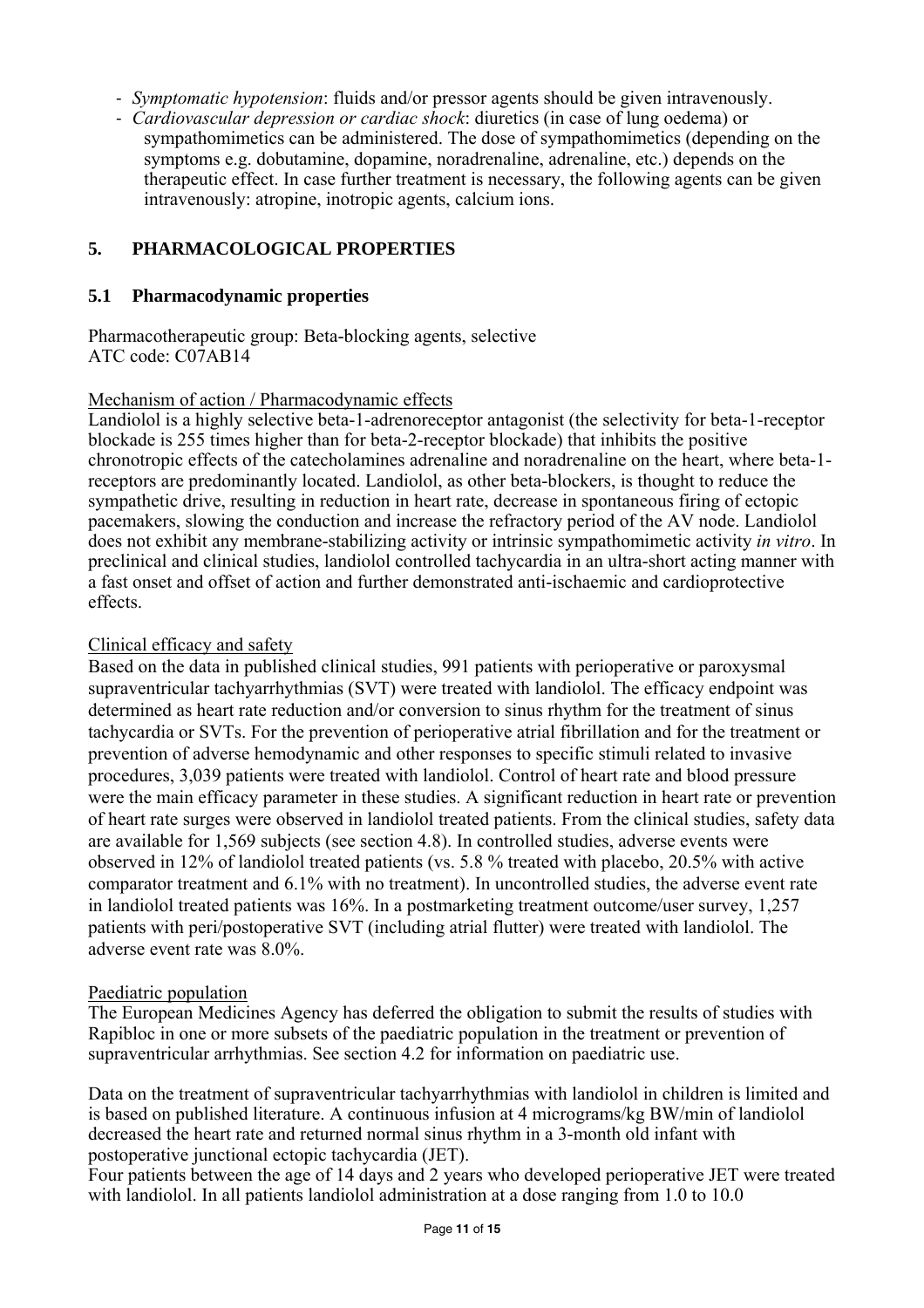- *Symptomatic hypotension*: fluids and/or pressor agents should be given intravenously.
- *Cardiovascular depression or cardiac shock*: diuretics (in case of lung oedema) or sympathomimetics can be administered. The dose of sympathomimetics (depending on the symptoms e.g. dobutamine, dopamine, noradrenaline, adrenaline, etc.) depends on the therapeutic effect. In case further treatment is necessary, the following agents can be given intravenously: atropine, inotropic agents, calcium ions.

## 5. PHARMACOLOGICAL PROPERTIES

### 5.1 Pharmacodynamic properties

Pharmacotherapeutic group: Beta-blocking agents, selective
ATC code: C07AB14

Mechanism of action / Pharmacodynamic effects

Landiolol is a highly selective beta-1-adrenoreceptor antagonist (the selectivity for beta-1-receptor blockade is 255 times higher than for beta-2-receptor blockade) that inhibits the positive chronotropic effects of the catecholamines adrenaline and noradrenaline on the heart, where beta-1-receptors are predominantly located. Landiolol, as other beta-blockers, is thought to reduce the sympathetic drive, resulting in reduction in heart rate, decrease in spontaneous firing of ectopic pacemakers, slowing the conduction and increase the refractory period of the AV node. Landiolol does not exhibit any membrane-stabilizing activity or intrinsic sympathomimetic activity *in vitro*. In preclinical and clinical studies, landiolol controlled tachycardia in an ultra-short acting manner with a fast onset and offset of action and further demonstrated anti-ischaemic and cardioprotective effects.

Clinical efficacy and safety

Based on the data in published clinical studies, 991 patients with perioperative or paroxysmal supraventricular tachyarrhythmias (SVT) were treated with landiolol. The efficacy endpoint was determined as heart rate reduction and/or conversion to sinus rhythm for the treatment of sinus tachycardia or SVTs. For the prevention of perioperative atrial fibrillation and for the treatment or prevention of adverse hemodynamic and other responses to specific stimuli related to invasive procedures, 3,039 patients were treated with landiolol. Control of heart rate and blood pressure were the main efficacy parameter in these studies. A significant reduction in heart rate or prevention of heart rate surges were observed in landiolol treated patients. From the clinical studies, safety data are available for 1,569 subjects (see section 4.8). In controlled studies, adverse events were observed in 12% of landiolol treated patients (vs. 5.8 % treated with placebo, 20.5% with active comparator treatment and 6.1% with no treatment). In uncontrolled studies, the adverse event rate in landiolol treated patients was 16%. In a postmarketing treatment outcome/user survey, 1,257 patients with peri/postoperative SVT (including atrial flutter) were treated with landiolol. The adverse event rate was 8.0%.

Paediatric population

The European Medicines Agency has deferred the obligation to submit the results of studies with Rapibloc in one or more subsets of the paediatric population in the treatment or prevention of supraventricular arrhythmias. See section 4.2 for information on paediatric use.

Data on the treatment of supraventricular tachyarrhythmias with landiolol in children is limited and is based on published literature. A continuous infusion at 4 micrograms/kg BW/min of landiolol decreased the heart rate and returned normal sinus rhythm in a 3-month old infant with postoperative junctional ectopic tachycardia (JET).
Four patients between the age of 14 days and 2 years who developed perioperative JET were treated with landiolol. In all patients landiolol administration at a dose ranging from 1.0 to 10.0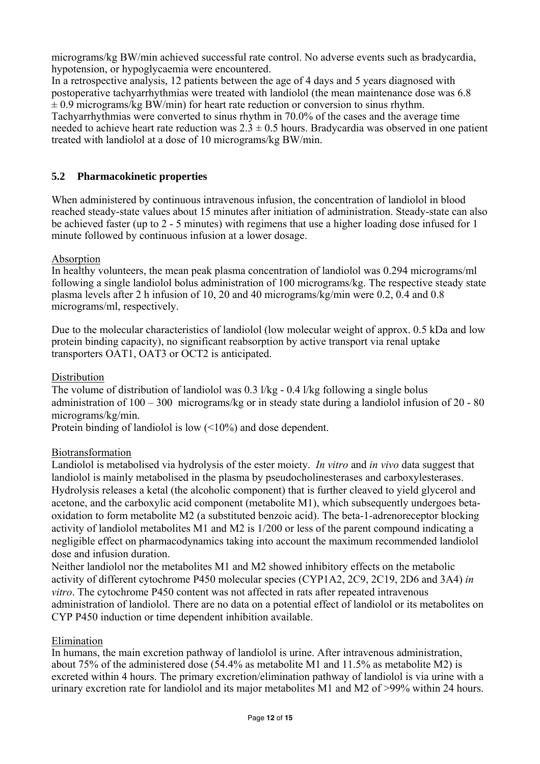micrograms/kg BW/min achieved successful rate control. No adverse events such as bradycardia, hypotension, or hypoglycaemia were encountered.
In a retrospective analysis, 12 patients between the age of 4 days and 5 years diagnosed with postoperative tachyarrhythmias were treated with landiolol (the mean maintenance dose was 6.8 ± 0.9 micrograms/kg BW/min) for heart rate reduction or conversion to sinus rhythm. Tachyarrhythmias were converted to sinus rhythm in 70.0% of the cases and the average time needed to achieve heart rate reduction was 2.3 ± 0.5 hours. Bradycardia was observed in one patient treated with landiolol at a dose of 10 micrograms/kg BW/min.

## 5.2 Pharmacokinetic properties

When administered by continuous intravenous infusion, the concentration of landiolol in blood reached steady-state values about 15 minutes after initiation of administration. Steady-state can also be achieved faster (up to 2 - 5 minutes) with regimens that use a higher loading dose infused for 1 minute followed by continuous infusion at a lower dosage.

Absorption
In healthy volunteers, the mean peak plasma concentration of landiolol was 0.294 micrograms/ml following a single landiolol bolus administration of 100 micrograms/kg. The respective steady state plasma levels after 2 h infusion of 10, 20 and 40 micrograms/kg/min were 0.2, 0.4 and 0.8 micrograms/ml, respectively.

Due to the molecular characteristics of landiolol (low molecular weight of approx. 0.5 kDa and low protein binding capacity), no significant reabsorption by active transport via renal uptake transporters OAT1, OAT3 or OCT2 is anticipated.

Distribution
The volume of distribution of landiolol was 0.3 l/kg - 0.4 l/kg following a single bolus administration of 100 – 300 micrograms/kg or in steady state during a landiolol infusion of 20 - 80 micrograms/kg/min.
Protein binding of landiolol is low (<10%) and dose dependent.

Biotransformation
Landiolol is metabolised via hydrolysis of the ester moiety. *In vitro* and *in vivo* data suggest that landiolol is mainly metabolised in the plasma by pseudocholinesterases and carboxylesterases. Hydrolysis releases a ketal (the alcoholic component) that is further cleaved to yield glycerol and acetone, and the carboxylic acid component (metabolite M1), which subsequently undergoes beta-oxidation to form metabolite M2 (a substituted benzoic acid). The beta-1-adrenoreceptor blocking activity of landiolol metabolites M1 and M2 is 1/200 or less of the parent compound indicating a negligible effect on pharmacodynamics taking into account the maximum recommended landiolol dose and infusion duration.
Neither landiolol nor the metabolites M1 and M2 showed inhibitory effects on the metabolic activity of different cytochrome P450 molecular species (CYP1A2, 2C9, 2C19, 2D6 and 3A4) *in vitro*. The cytochrome P450 content was not affected in rats after repeated intravenous administration of landiolol. There are no data on a potential effect of landiolol or its metabolites on CYP P450 induction or time dependent inhibition available.

Elimination
In humans, the main excretion pathway of landiolol is urine. After intravenous administration, about 75% of the administered dose (54.4% as metabolite M1 and 11.5% as metabolite M2) is excreted within 4 hours. The primary excretion/elimination pathway of landiolol is via urine with a urinary excretion rate for landiolol and its major metabolites M1 and M2 of >99% within 24 hours.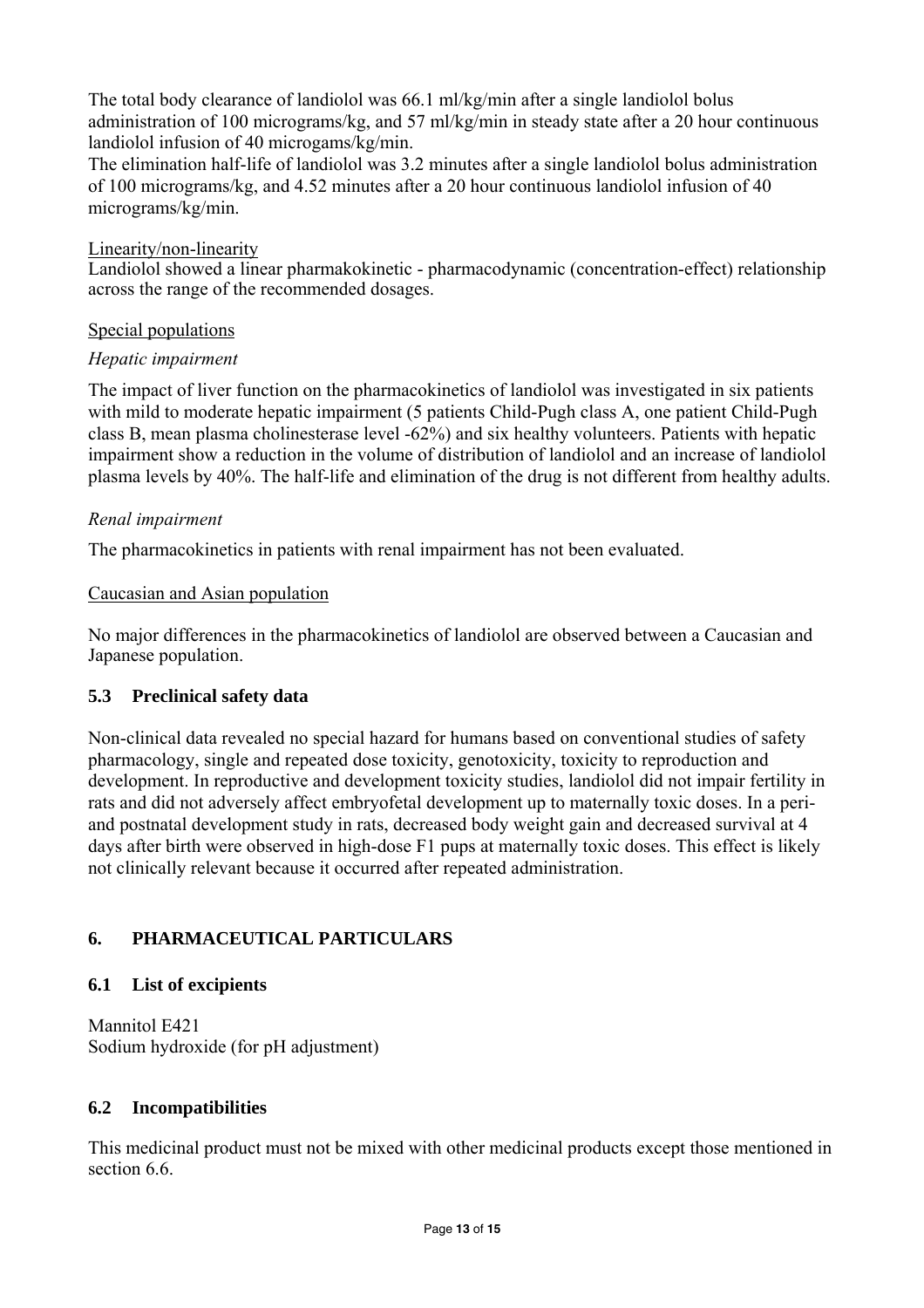The total body clearance of landiolol was 66.1 ml/kg/min after a single landiolol bolus administration of 100 micrograms/kg, and 57 ml/kg/min in steady state after a 20 hour continuous landiolol infusion of 40 microgams/kg/min.

The elimination half-life of landiolol was 3.2 minutes after a single landiolol bolus administration of 100 micrograms/kg, and 4.52 minutes after a 20 hour continuous landiolol infusion of 40 micrograms/kg/min.

Linearity/non-linearity

Landiolol showed a linear pharmakokinetic - pharmacodynamic (concentration-effect) relationship across the range of the recommended dosages.

Special populations

*Hepatic impairment*

The impact of liver function on the pharmacokinetics of landiolol was investigated in six patients with mild to moderate hepatic impairment (5 patients Child-Pugh class A, one patient Child-Pugh class B, mean plasma cholinesterase level -62%) and six healthy volunteers. Patients with hepatic impairment show a reduction in the volume of distribution of landiolol and an increase of landiolol plasma levels by 40%. The half-life and elimination of the drug is not different from healthy adults.

*Renal impairment*

The pharmacokinetics in patients with renal impairment has not been evaluated.

Caucasian and Asian population

No major differences in the pharmacokinetics of landiolol are observed between a Caucasian and Japanese population.

### 5.3 Preclinical safety data

Non-clinical data revealed no special hazard for humans based on conventional studies of safety pharmacology, single and repeated dose toxicity, genotoxicity, toxicity to reproduction and development. In reproductive and development toxicity studies, landiolol did not impair fertility in rats and did not adversely affect embryofetal development up to maternally toxic doses. In a peri- and postnatal development study in rats, decreased body weight gain and decreased survival at 4 days after birth were observed in high-dose F1 pups at maternally toxic doses. This effect is likely not clinically relevant because it occurred after repeated administration.

## 6. PHARMACEUTICAL PARTICULARS

### 6.1 List of excipients

Mannitol E421
Sodium hydroxide (for pH adjustment)

### 6.2 Incompatibilities

This medicinal product must not be mixed with other medicinal products except those mentioned in section 6.6.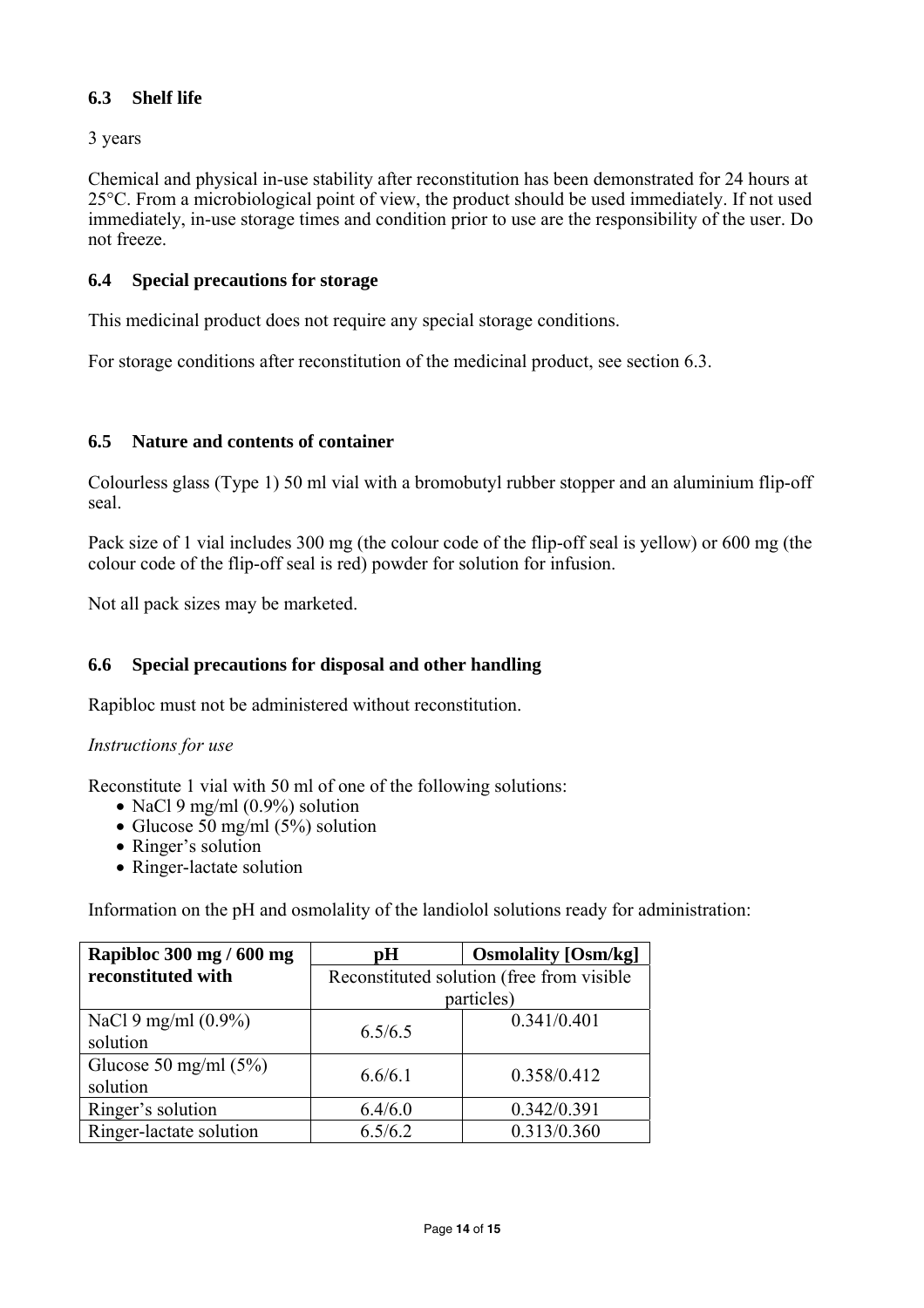### 6.3 Shelf life

3 years

Chemical and physical in-use stability after reconstitution has been demonstrated for 24 hours at 25°C. From a microbiological point of view, the product should be used immediately. If not used immediately, in-use storage times and condition prior to use are the responsibility of the user. Do not freeze.

### 6.4 Special precautions for storage

This medicinal product does not require any special storage conditions.

For storage conditions after reconstitution of the medicinal product, see section 6.3.

### 6.5 Nature and contents of container

Colourless glass (Type 1) 50 ml vial with a bromobutyl rubber stopper and an aluminium flip-off seal.

Pack size of 1 vial includes 300 mg (the colour code of the flip-off seal is yellow) or 600 mg (the colour code of the flip-off seal is red) powder for solution for infusion.

Not all pack sizes may be marketed.

### 6.6 Special precautions for disposal and other handling

Rapibloc must not be administered without reconstitution.

*Instructions for use*

Reconstitute 1 vial with 50 ml of one of the following solutions:

- NaCl 9 mg/ml (0.9%) solution
- Glucose 50 mg/ml (5%) solution
- Ringer's solution
- Ringer-lactate solution

Information on the pH and osmolality of the landiolol solutions ready for administration:

| Rapibloc 300 mg / 600 mg reconstituted with | pH | Osmolality [Osm/kg] |
|---|---|---|
| | Reconstituted solution (free from visible particles) | |
| NaCl 9 mg/ml (0.9%) solution | 6.5/6.5 | 0.341/0.401 |
| Glucose 50 mg/ml (5%) solution | 6.6/6.1 | 0.358/0.412 |
| Ringer's solution | 6.4/6.0 | 0.342/0.391 |
| Ringer-lactate solution | 6.5/6.2 | 0.313/0.360 |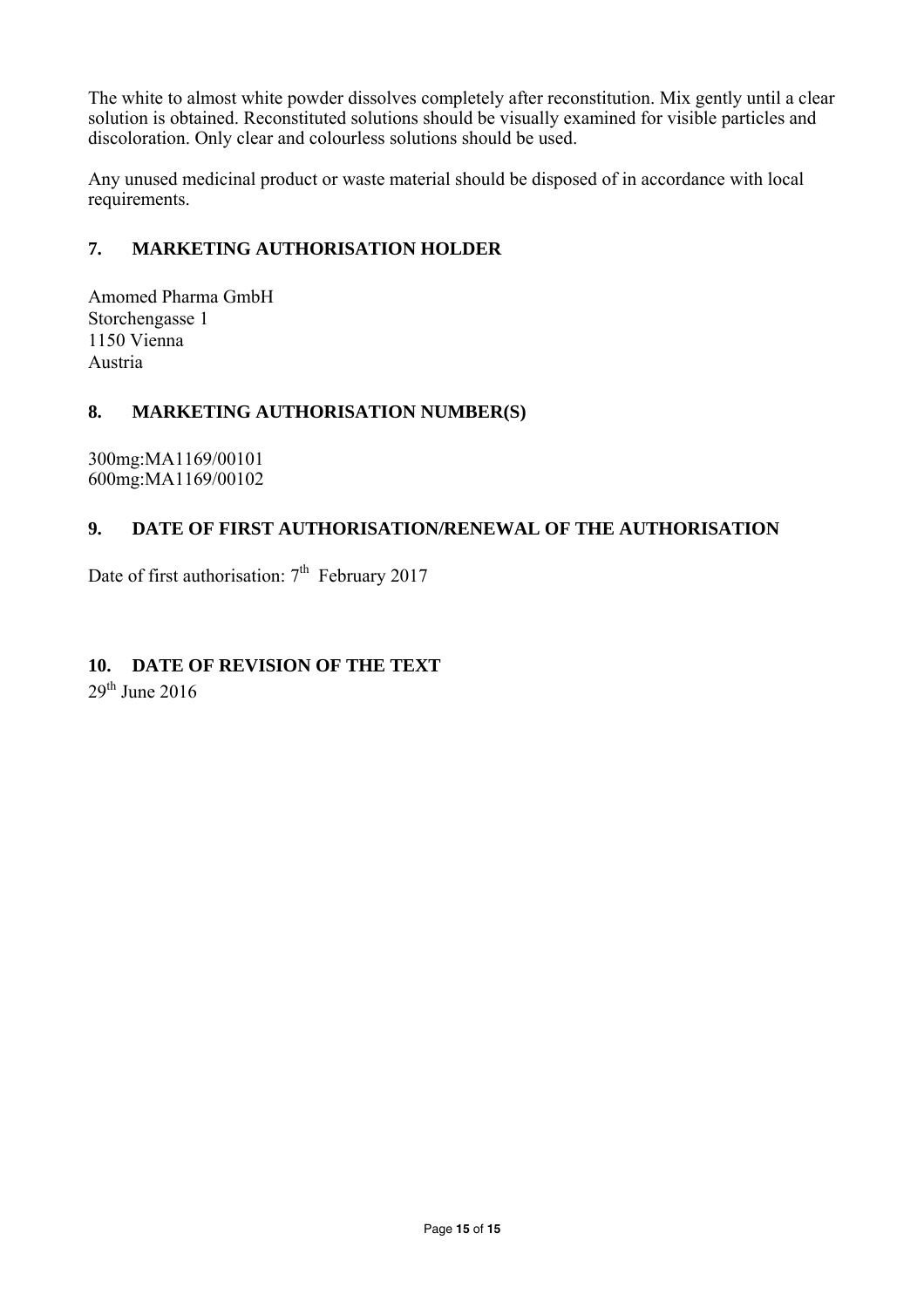The white to almost white powder dissolves completely after reconstitution. Mix gently until a clear solution is obtained. Reconstituted solutions should be visually examined for visible particles and discoloration. Only clear and colourless solutions should be used.

Any unused medicinal product or waste material should be disposed of in accordance with local requirements.

## 7. MARKETING AUTHORISATION HOLDER

Amomed Pharma GmbH
Storchengasse 1
1150 Vienna
Austria

## 8. MARKETING AUTHORISATION NUMBER(S)

300mg:MA1169/00101
600mg:MA1169/00102

## 9. DATE OF FIRST AUTHORISATION/RENEWAL OF THE AUTHORISATION

Date of first authorisation: 7th February 2017

## 10. DATE OF REVISION OF THE TEXT

29th June 2016